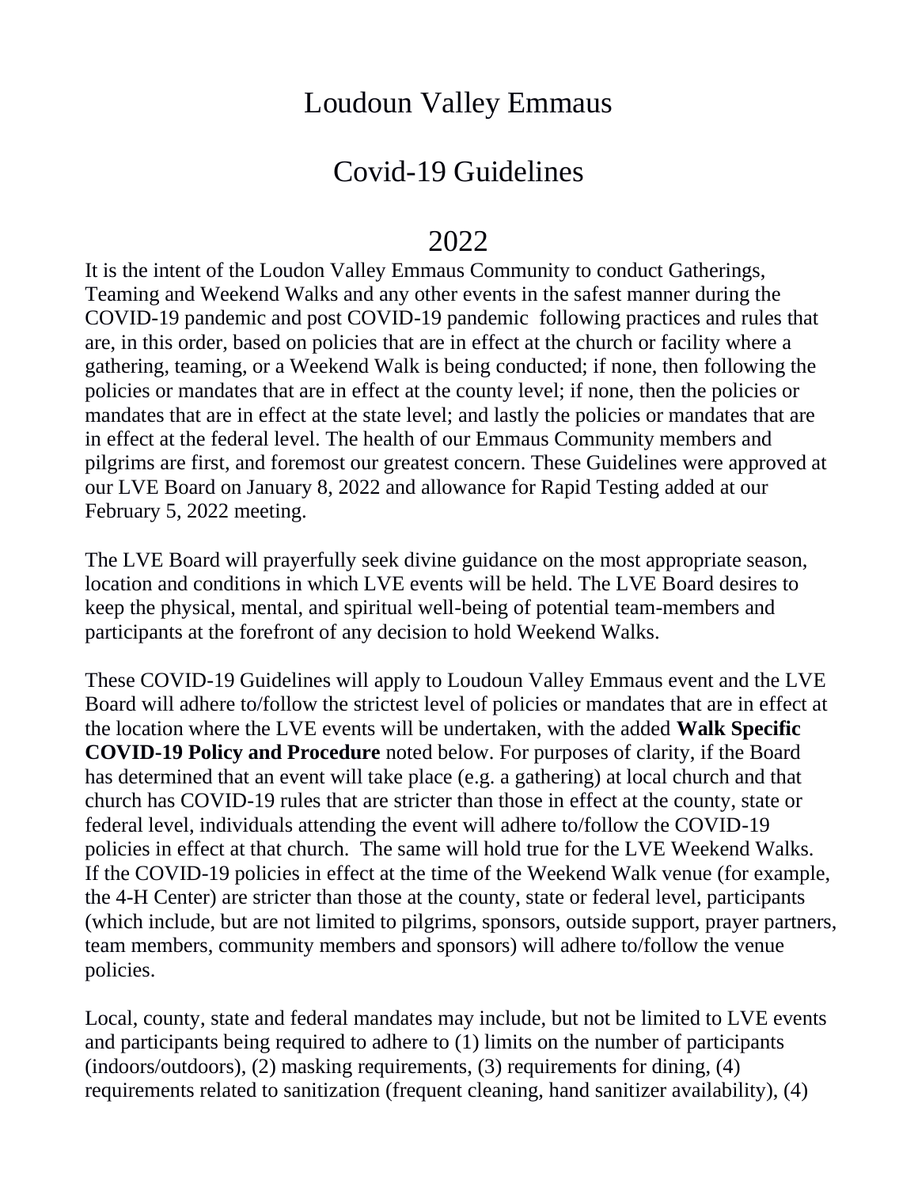# Loudoun Valley Emmaus

# Covid-19 Guidelines

# 2022

It is the intent of the Loudon Valley Emmaus Community to conduct Gatherings, Teaming and Weekend Walks and any other events in the safest manner during the COVID-19 pandemic and post COVID-19 pandemic following practices and rules that are, in this order, based on policies that are in effect at the church or facility where a gathering, teaming, or a Weekend Walk is being conducted; if none, then following the policies or mandates that are in effect at the county level; if none, then the policies or mandates that are in effect at the state level; and lastly the policies or mandates that are in effect at the federal level. The health of our Emmaus Community members and pilgrims are first, and foremost our greatest concern. These Guidelines were approved at our LVE Board on January 8, 2022 and allowance for Rapid Testing added at our February 5, 2022 meeting.

The LVE Board will prayerfully seek divine guidance on the most appropriate season, location and conditions in which LVE events will be held. The LVE Board desires to keep the physical, mental, and spiritual well-being of potential team-members and participants at the forefront of any decision to hold Weekend Walks.

These COVID-19 Guidelines will apply to Loudoun Valley Emmaus event and the LVE Board will adhere to/follow the strictest level of policies or mandates that are in effect at the location where the LVE events will be undertaken, with the added **Walk Specific COVID-19 Policy and Procedure** noted below. For purposes of clarity, if the Board has determined that an event will take place (e.g. a gathering) at local church and that church has COVID-19 rules that are stricter than those in effect at the county, state or federal level, individuals attending the event will adhere to/follow the COVID-19 policies in effect at that church. The same will hold true for the LVE Weekend Walks. If the COVID-19 policies in effect at the time of the Weekend Walk venue (for example, the 4-H Center) are stricter than those at the county, state or federal level, participants (which include, but are not limited to pilgrims, sponsors, outside support, prayer partners, team members, community members and sponsors) will adhere to/follow the venue policies.

Local, county, state and federal mandates may include, but not be limited to LVE events and participants being required to adhere to (1) limits on the number of participants (indoors/outdoors), (2) masking requirements, (3) requirements for dining, (4) requirements related to sanitization (frequent cleaning, hand sanitizer availability), (4)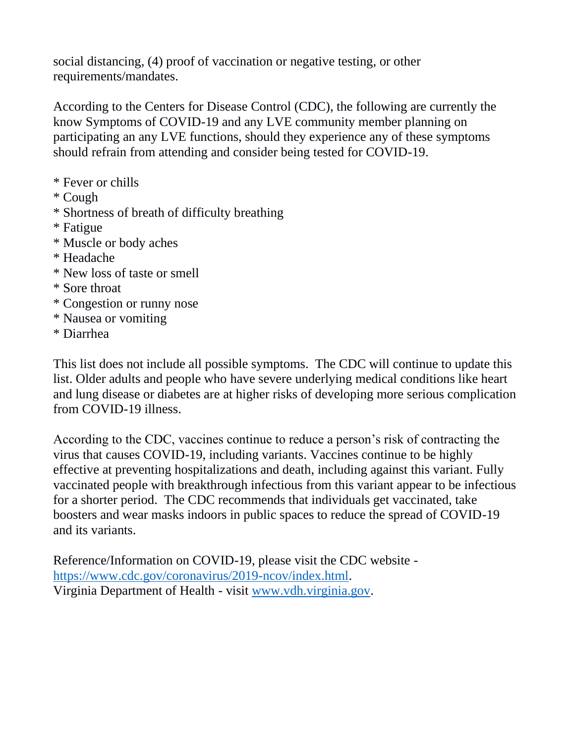social distancing, (4) proof of vaccination or negative testing, or other requirements/mandates.

According to the Centers for Disease Control (CDC), the following are currently the know Symptoms of COVID-19 and any LVE community member planning on participating an any LVE functions, should they experience any of these symptoms should refrain from attending and consider being tested for COVID-19.

* Fever or chills
* Cough
* Shortness of breath of difficulty breathing
* Fatigue
* Muscle or body aches
* Headache
* New loss of taste or smell
* Sore throat
* Congestion or runny nose
* Nausea or vomiting
* Diarrhea

This list does not include all possible symptoms. The CDC will continue to update this list. Older adults and people who have severe underlying medical conditions like heart and lung disease or diabetes are at higher risks of developing more serious complication from COVID-19 illness.

According to the CDC, vaccines continue to reduce a person's risk of contracting the virus that causes COVID-19, including variants. Vaccines continue to be highly effective at preventing hospitalizations and death, including against this variant. Fully vaccinated people with breakthrough infectious from this variant appear to be infectious for a shorter period. The CDC recommends that individuals get vaccinated, take boosters and wear masks indoors in public spaces to reduce the spread of COVID-19 and its variants.

Reference/Information on COVID-19, please visit the CDC website - [https://www.cdc.gov/coronavirus/2019-ncov/index.html](https://www.cdc.gov/coronavirus/2019-ncov/index.html).
Virginia Department of Health - visit [www.vdh.virginia.gov](http://www.vdh.virginia.gov).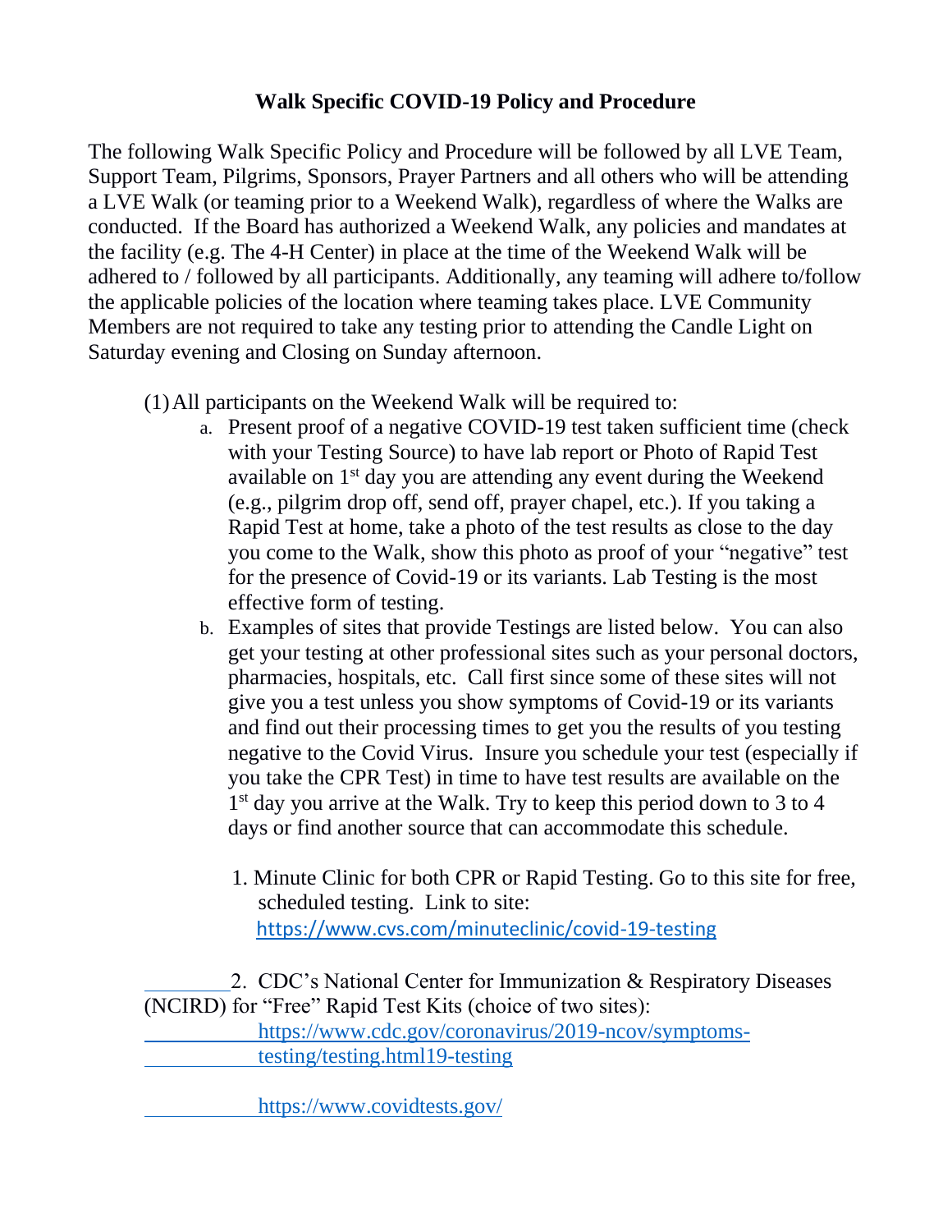# Walk Specific COVID-19 Policy and Procedure

The following Walk Specific Policy and Procedure will be followed by all LVE Team, Support Team, Pilgrims, Sponsors, Prayer Partners and all others who will be attending a LVE Walk (or teaming prior to a Weekend Walk), regardless of where the Walks are conducted. If the Board has authorized a Weekend Walk, any policies and mandates at the facility (e.g. The 4-H Center) in place at the time of the Weekend Walk will be adhered to / followed by all participants. Additionally, any teaming will adhere to/follow the applicable policies of the location where teaming takes place. LVE Community Members are not required to take any testing prior to attending the Candle Light on Saturday evening and Closing on Sunday afternoon.

(1) All participants on the Weekend Walk will be required to:

a. Present proof of a negative COVID-19 test taken sufficient time (check with your Testing Source) to have lab report or Photo of Rapid Test available on 1st day you are attending any event during the Weekend (e.g., pilgrim drop off, send off, prayer chapel, etc.). If you taking a Rapid Test at home, take a photo of the test results as close to the day you come to the Walk, show this photo as proof of your "negative" test for the presence of Covid-19 or its variants. Lab Testing is the most effective form of testing.

b. Examples of sites that provide Testings are listed below. You can also get your testing at other professional sites such as your personal doctors, pharmacies, hospitals, etc. Call first since some of these sites will not give you a test unless you show symptoms of Covid-19 or its variants and find out their processing times to get you the results of you testing negative to the Covid Virus. Insure you schedule your test (especially if you take the CPR Test) in time to have test results are available on the 1st day you arrive at the Walk. Try to keep this period down to 3 to 4 days or find another source that can accommodate this schedule.

1. Minute Clinic for both CPR or Rapid Testing. Go to this site for free, scheduled testing. Link to site: https://www.cvs.com/minuteclinic/covid-19-testing

2. CDC's National Center for Immunization & Respiratory Diseases (NCIRD) for "Free" Rapid Test Kits (choice of two sites):

   https://www.cdc.gov/coronavirus/2019-ncov/symptoms-testing/testing.html19-testing

   https://www.covidtests.gov/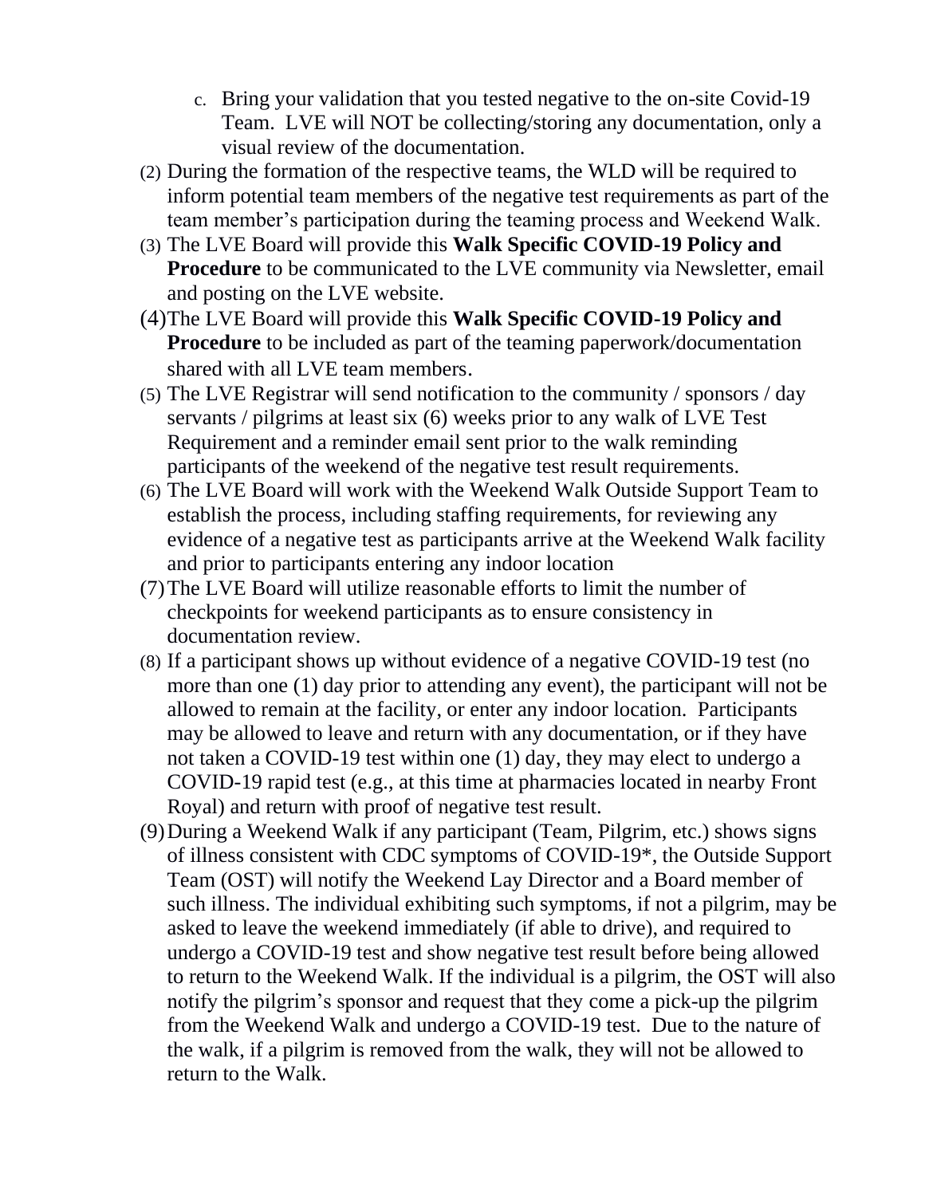c. Bring your validation that you tested negative to the on-site Covid-19 Team. LVE will NOT be collecting/storing any documentation, only a visual review of the documentation.

(2) During the formation of the respective teams, the WLD will be required to inform potential team members of the negative test requirements as part of the team member's participation during the teaming process and Weekend Walk.

(3) The LVE Board will provide this **Walk Specific COVID-19 Policy and Procedure** to be communicated to the LVE community via Newsletter, email and posting on the LVE website.

(4) The LVE Board will provide this **Walk Specific COVID-19 Policy and Procedure** to be included as part of the teaming paperwork/documentation shared with all LVE team members.

(5) The LVE Registrar will send notification to the community / sponsors / day servants / pilgrims at least six (6) weeks prior to any walk of LVE Test Requirement and a reminder email sent prior to the walk reminding participants of the weekend of the negative test result requirements.

(6) The LVE Board will work with the Weekend Walk Outside Support Team to establish the process, including staffing requirements, for reviewing any evidence of a negative test as participants arrive at the Weekend Walk facility and prior to participants entering any indoor location

(7) The LVE Board will utilize reasonable efforts to limit the number of checkpoints for weekend participants as to ensure consistency in documentation review.

(8) If a participant shows up without evidence of a negative COVID-19 test (no more than one (1) day prior to attending any event), the participant will not be allowed to remain at the facility, or enter any indoor location. Participants may be allowed to leave and return with any documentation, or if they have not taken a COVID-19 test within one (1) day, they may elect to undergo a COVID-19 rapid test (e.g., at this time at pharmacies located in nearby Front Royal) and return with proof of negative test result.

(9) During a Weekend Walk if any participant (Team, Pilgrim, etc.) shows signs of illness consistent with CDC symptoms of COVID-19*, the Outside Support Team (OST) will notify the Weekend Lay Director and a Board member of such illness. The individual exhibiting such symptoms, if not a pilgrim, may be asked to leave the weekend immediately (if able to drive), and required to undergo a COVID-19 test and show negative test result before being allowed to return to the Weekend Walk. If the individual is a pilgrim, the OST will also notify the pilgrim's sponsor and request that they come a pick-up the pilgrim from the Weekend Walk and undergo a COVID-19 test. Due to the nature of the walk, if a pilgrim is removed from the walk, they will not be allowed to return to the Walk.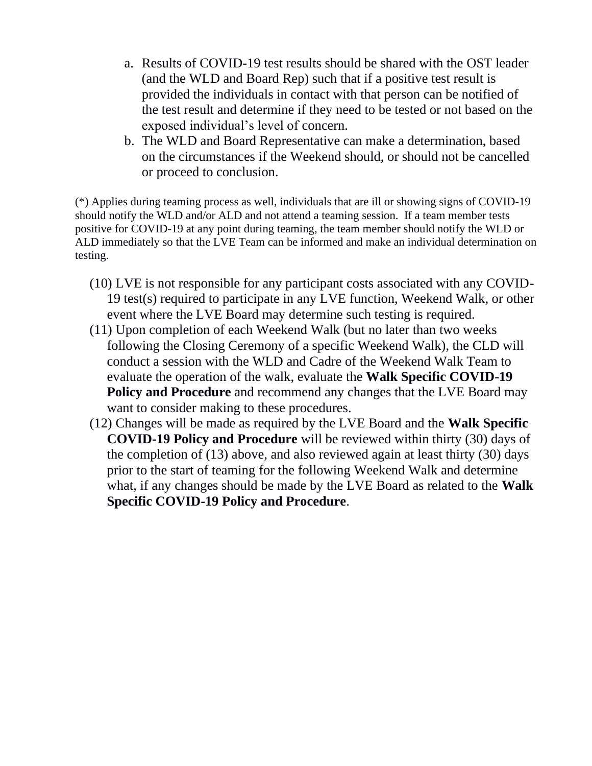a. Results of COVID-19 test results should be shared with the OST leader (and the WLD and Board Rep) such that if a positive test result is provided the individuals in contact with that person can be notified of the test result and determine if they need to be tested or not based on the exposed individual's level of concern.
b. The WLD and Board Representative can make a determination, based on the circumstances if the Weekend should, or should not be cancelled or proceed to conclusion.

(*) Applies during teaming process as well, individuals that are ill or showing signs of COVID-19 should notify the WLD and/or ALD and not attend a teaming session. If a team member tests positive for COVID-19 at any point during teaming, the team member should notify the WLD or ALD immediately so that the LVE Team can be informed and make an individual determination on testing.

(10) LVE is not responsible for any participant costs associated with any COVID-19 test(s) required to participate in any LVE function, Weekend Walk, or other event where the LVE Board may determine such testing is required.

(11) Upon completion of each Weekend Walk (but no later than two weeks following the Closing Ceremony of a specific Weekend Walk), the CLD will conduct a session with the WLD and Cadre of the Weekend Walk Team to evaluate the operation of the walk, evaluate the **Walk Specific COVID-19 Policy and Procedure** and recommend any changes that the LVE Board may want to consider making to these procedures.

(12) Changes will be made as required by the LVE Board and the **Walk Specific COVID-19 Policy and Procedure** will be reviewed within thirty (30) days of the completion of (13) above, and also reviewed again at least thirty (30) days prior to the start of teaming for the following Weekend Walk and determine what, if any changes should be made by the LVE Board as related to the **Walk Specific COVID-19 Policy and Procedure**.